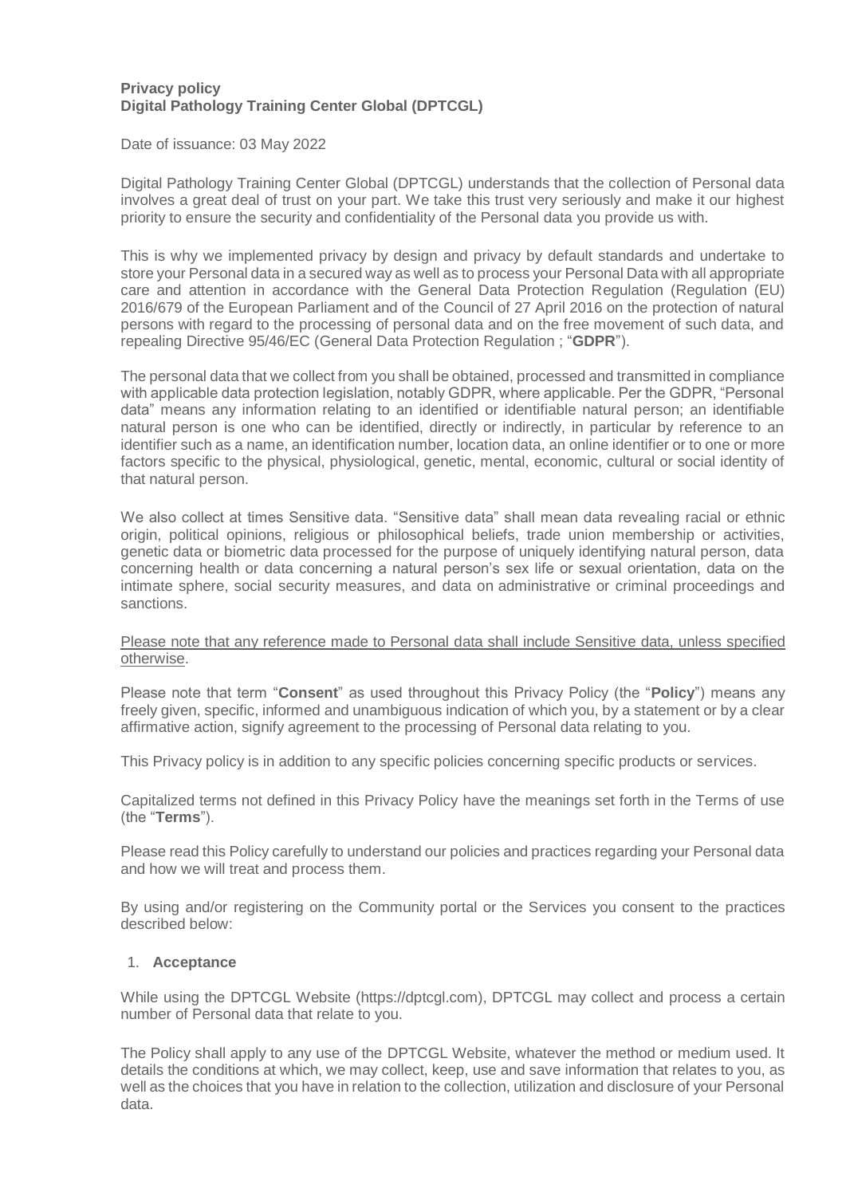**Privacy policy**
**Digital Pathology Training Center Global (DPTCGL)**

Date of issuance: 03 May 2022

Digital Pathology Training Center Global (DPTCGL) understands that the collection of Personal data involves a great deal of trust on your part. We take this trust very seriously and make it our highest priority to ensure the security and confidentiality of the Personal data you provide us with.

This is why we implemented privacy by design and privacy by default standards and undertake to store your Personal data in a secured way as well as to process your Personal Data with all appropriate care and attention in accordance with the General Data Protection Regulation (Regulation (EU) 2016/679 of the European Parliament and of the Council of 27 April 2016 on the protection of natural persons with regard to the processing of personal data and on the free movement of such data, and repealing Directive 95/46/EC (General Data Protection Regulation ; "**GDPR**").

The personal data that we collect from you shall be obtained, processed and transmitted in compliance with applicable data protection legislation, notably GDPR, where applicable. Per the GDPR, "Personal data" means any information relating to an identified or identifiable natural person; an identifiable natural person is one who can be identified, directly or indirectly, in particular by reference to an identifier such as a name, an identification number, location data, an online identifier or to one or more factors specific to the physical, physiological, genetic, mental, economic, cultural or social identity of that natural person.

We also collect at times Sensitive data. "Sensitive data" shall mean data revealing racial or ethnic origin, political opinions, religious or philosophical beliefs, trade union membership or activities, genetic data or biometric data processed for the purpose of uniquely identifying natural person, data concerning health or data concerning a natural person's sex life or sexual orientation, data on the intimate sphere, social security measures, and data on administrative or criminal proceedings and sanctions.

<u>Please note that any reference made to Personal data shall include Sensitive data, unless specified otherwise</u>.

Please note that term "**Consent**" as used throughout this Privacy Policy (the "**Policy**") means any freely given, specific, informed and unambiguous indication of which you, by a statement or by a clear affirmative action, signify agreement to the processing of Personal data relating to you.

This Privacy policy is in addition to any specific policies concerning specific products or services.

Capitalized terms not defined in this Privacy Policy have the meanings set forth in the Terms of use (the "**Terms**").

Please read this Policy carefully to understand our policies and practices regarding your Personal data and how we will treat and process them.

By using and/or registering on the Community portal or the Services you consent to the practices described below:

1. **Acceptance**

While using the DPTCGL Website (https://dptcgl.com), DPTCGL may collect and process a certain number of Personal data that relate to you.

The Policy shall apply to any use of the DPTCGL Website, whatever the method or medium used. It details the conditions at which, we may collect, keep, use and save information that relates to you, as well as the choices that you have in relation to the collection, utilization and disclosure of your Personal data.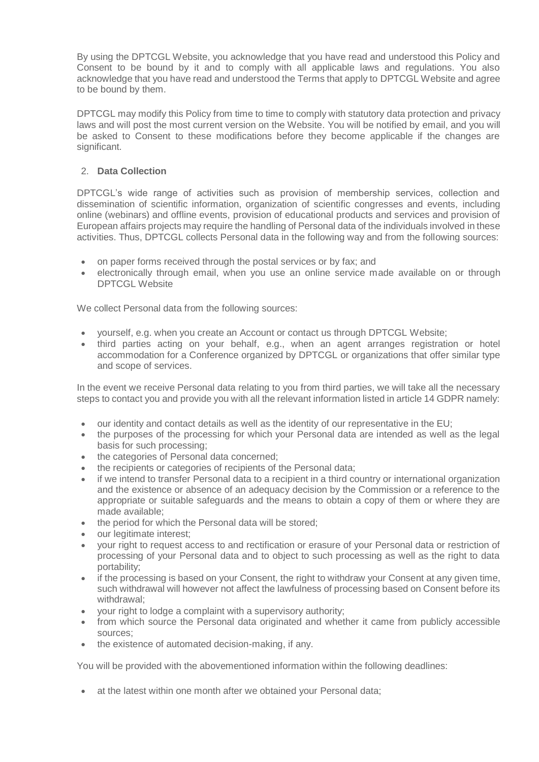By using the DPTCGL Website, you acknowledge that you have read and understood this Policy and Consent to be bound by it and to comply with all applicable laws and regulations. You also acknowledge that you have read and understood the Terms that apply to DPTCGL Website and agree to be bound by them.

DPTCGL may modify this Policy from time to time to comply with statutory data protection and privacy laws and will post the most current version on the Website. You will be notified by email, and you will be asked to Consent to these modifications before they become applicable if the changes are significant.

## 2. **Data Collection**

DPTCGL's wide range of activities such as provision of membership services, collection and dissemination of scientific information, organization of scientific congresses and events, including online (webinars) and offline events, provision of educational products and services and provision of European affairs projects may require the handling of Personal data of the individuals involved in these activities. Thus, DPTCGL collects Personal data in the following way and from the following sources:

- on paper forms received through the postal services or by fax; and
- electronically through email, when you use an online service made available on or through DPTCGL Website

We collect Personal data from the following sources:

- yourself, e.g. when you create an Account or contact us through DPTCGL Website;
- third parties acting on your behalf, e.g., when an agent arranges registration or hotel accommodation for a Conference organized by DPTCGL or organizations that offer similar type and scope of services.

In the event we receive Personal data relating to you from third parties, we will take all the necessary steps to contact you and provide you with all the relevant information listed in article 14 GDPR namely:

- our identity and contact details as well as the identity of our representative in the EU;
- the purposes of the processing for which your Personal data are intended as well as the legal basis for such processing;
- the categories of Personal data concerned;
- the recipients or categories of recipients of the Personal data;
- if we intend to transfer Personal data to a recipient in a third country or international organization and the existence or absence of an adequacy decision by the Commission or a reference to the appropriate or suitable safeguards and the means to obtain a copy of them or where they are made available;
- the period for which the Personal data will be stored;
- our legitimate interest;
- your right to request access to and rectification or erasure of your Personal data or restriction of processing of your Personal data and to object to such processing as well as the right to data portability;
- if the processing is based on your Consent, the right to withdraw your Consent at any given time, such withdrawal will however not affect the lawfulness of processing based on Consent before its withdrawal;
- your right to lodge a complaint with a supervisory authority;
- from which source the Personal data originated and whether it came from publicly accessible sources;
- the existence of automated decision-making, if any.

You will be provided with the abovementioned information within the following deadlines:

- at the latest within one month after we obtained your Personal data;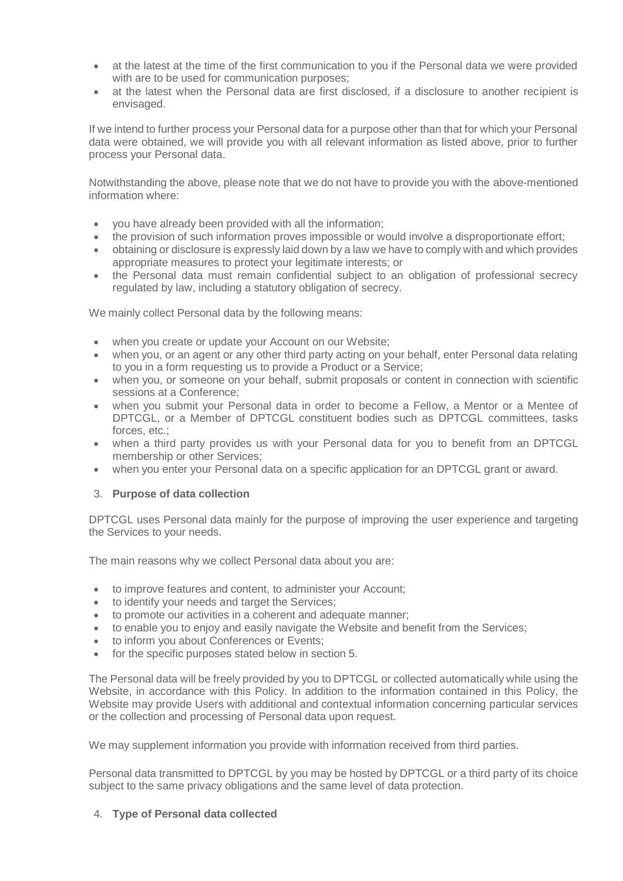- at the latest at the time of the first communication to you if the Personal data we were provided with are to be used for communication purposes;
- at the latest when the Personal data are first disclosed, if a disclosure to another recipient is envisaged.

If we intend to further process your Personal data for a purpose other than that for which your Personal data were obtained, we will provide you with all relevant information as listed above, prior to further process your Personal data.

Notwithstanding the above, please note that we do not have to provide you with the above-mentioned information where:

- you have already been provided with all the information;
- the provision of such information proves impossible or would involve a disproportionate effort;
- obtaining or disclosure is expressly laid down by a law we have to comply with and which provides appropriate measures to protect your legitimate interests; or
- the Personal data must remain confidential subject to an obligation of professional secrecy regulated by law, including a statutory obligation of secrecy.

We mainly collect Personal data by the following means:

- when you create or update your Account on our Website;
- when you, or an agent or any other third party acting on your behalf, enter Personal data relating to you in a form requesting us to provide a Product or a Service;
- when you, or someone on your behalf, submit proposals or content in connection with scientific sessions at a Conference;
- when you submit your Personal data in order to become a Fellow, a Mentor or a Mentee of DPTCGL, or a Member of DPTCGL constituent bodies such as DPTCGL committees, tasks forces, etc.;
- when a third party provides us with your Personal data for you to benefit from an DPTCGL membership or other Services;
- when you enter your Personal data on a specific application for an DPTCGL grant or award.

3. **Purpose of data collection**

DPTCGL uses Personal data mainly for the purpose of improving the user experience and targeting the Services to your needs.

The main reasons why we collect Personal data about you are:

- to improve features and content, to administer your Account;
- to identify your needs and target the Services;
- to promote our activities in a coherent and adequate manner;
- to enable you to enjoy and easily navigate the Website and benefit from the Services;
- to inform you about Conferences or Events;
- for the specific purposes stated below in section 5.

The Personal data will be freely provided by you to DPTCGL or collected automatically while using the Website, in accordance with this Policy. In addition to the information contained in this Policy, the Website may provide Users with additional and contextual information concerning particular services or the collection and processing of Personal data upon request.

We may supplement information you provide with information received from third parties.

Personal data transmitted to DPTCGL by you may be hosted by DPTCGL or a third party of its choice subject to the same privacy obligations and the same level of data protection.

4. **Type of Personal data collected**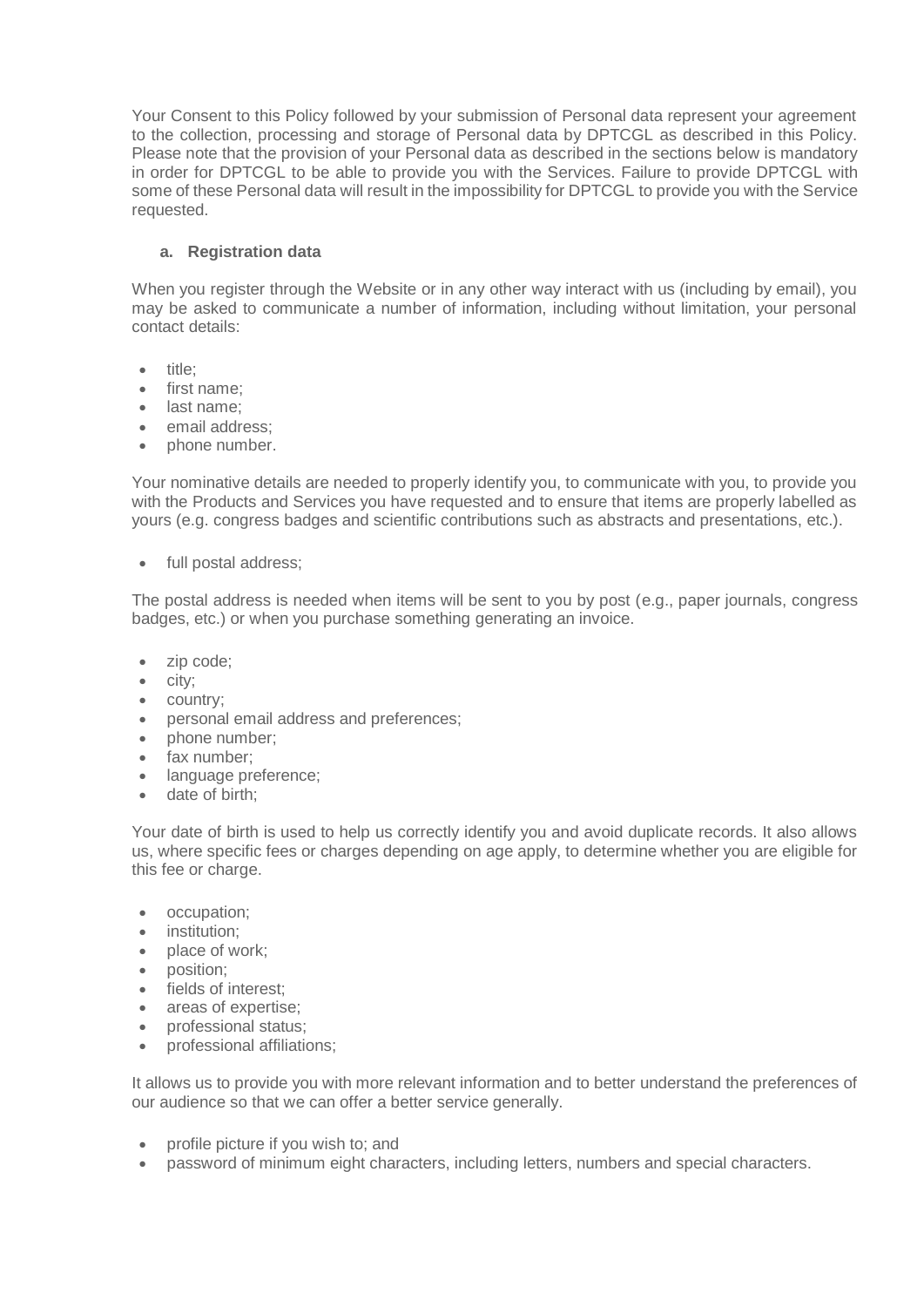Your Consent to this Policy followed by your submission of Personal data represent your agreement to the collection, processing and storage of Personal data by DPTCGL as described in this Policy. Please note that the provision of your Personal data as described in the sections below is mandatory in order for DPTCGL to be able to provide you with the Services. Failure to provide DPTCGL with some of these Personal data will result in the impossibility for DPTCGL to provide you with the Service requested.

**a. Registration data**

When you register through the Website or in any other way interact with us (including by email), you may be asked to communicate a number of information, including without limitation, your personal contact details:

- title;
- first name;
- last name;
- email address;
- phone number.

Your nominative details are needed to properly identify you, to communicate with you, to provide you with the Products and Services you have requested and to ensure that items are properly labelled as yours (e.g. congress badges and scientific contributions such as abstracts and presentations, etc.).

- full postal address;

The postal address is needed when items will be sent to you by post (e.g., paper journals, congress badges, etc.) or when you purchase something generating an invoice.

- zip code;
- city;
- country;
- personal email address and preferences;
- phone number;
- fax number;
- language preference;
- date of birth;

Your date of birth is used to help us correctly identify you and avoid duplicate records. It also allows us, where specific fees or charges depending on age apply, to determine whether you are eligible for this fee or charge.

- occupation;
- institution;
- place of work;
- position;
- fields of interest;
- areas of expertise;
- professional status;
- professional affiliations;

It allows us to provide you with more relevant information and to better understand the preferences of our audience so that we can offer a better service generally.

- profile picture if you wish to; and
- password of minimum eight characters, including letters, numbers and special characters.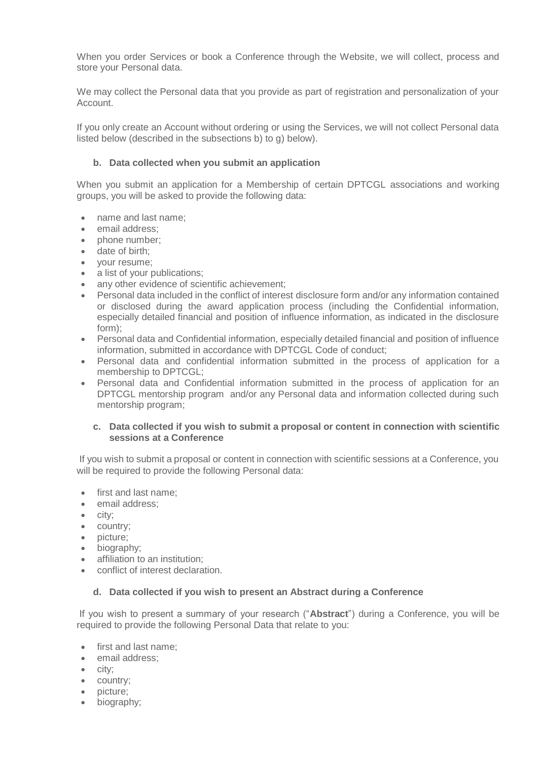When you order Services or book a Conference through the Website, we will collect, process and store your Personal data.

We may collect the Personal data that you provide as part of registration and personalization of your Account.

If you only create an Account without ordering or using the Services, we will not collect Personal data listed below (described in the subsections b) to g) below).

#### b. Data collected when you submit an application

When you submit an application for a Membership of certain DPTCGL associations and working groups, you will be asked to provide the following data:

- name and last name;
- email address;
- phone number;
- date of birth;
- your resume;
- a list of your publications;
- any other evidence of scientific achievement;
- Personal data included in the conflict of interest disclosure form and/or any information contained or disclosed during the award application process (including the Confidential information, especially detailed financial and position of influence information, as indicated in the disclosure form);
- Personal data and Confidential information, especially detailed financial and position of influence information, submitted in accordance with DPTCGL Code of conduct;
- Personal data and confidential information submitted in the process of application for a membership to DPTCGL;
- Personal data and Confidential information submitted in the process of application for an DPTCGL mentorship program and/or any Personal data and information collected during such mentorship program;

#### c. Data collected if you wish to submit a proposal or content in connection with scientific sessions at a Conference

If you wish to submit a proposal or content in connection with scientific sessions at a Conference, you will be required to provide the following Personal data:

- first and last name;
- email address;
- city;
- country;
- picture;
- biography;
- affiliation to an institution;
- conflict of interest declaration.

#### d. Data collected if you wish to present an Abstract during a Conference

If you wish to present a summary of your research ("**Abstract**") during a Conference, you will be required to provide the following Personal Data that relate to you:

- first and last name;
- email address;
- city;
- country;
- picture;
- biography;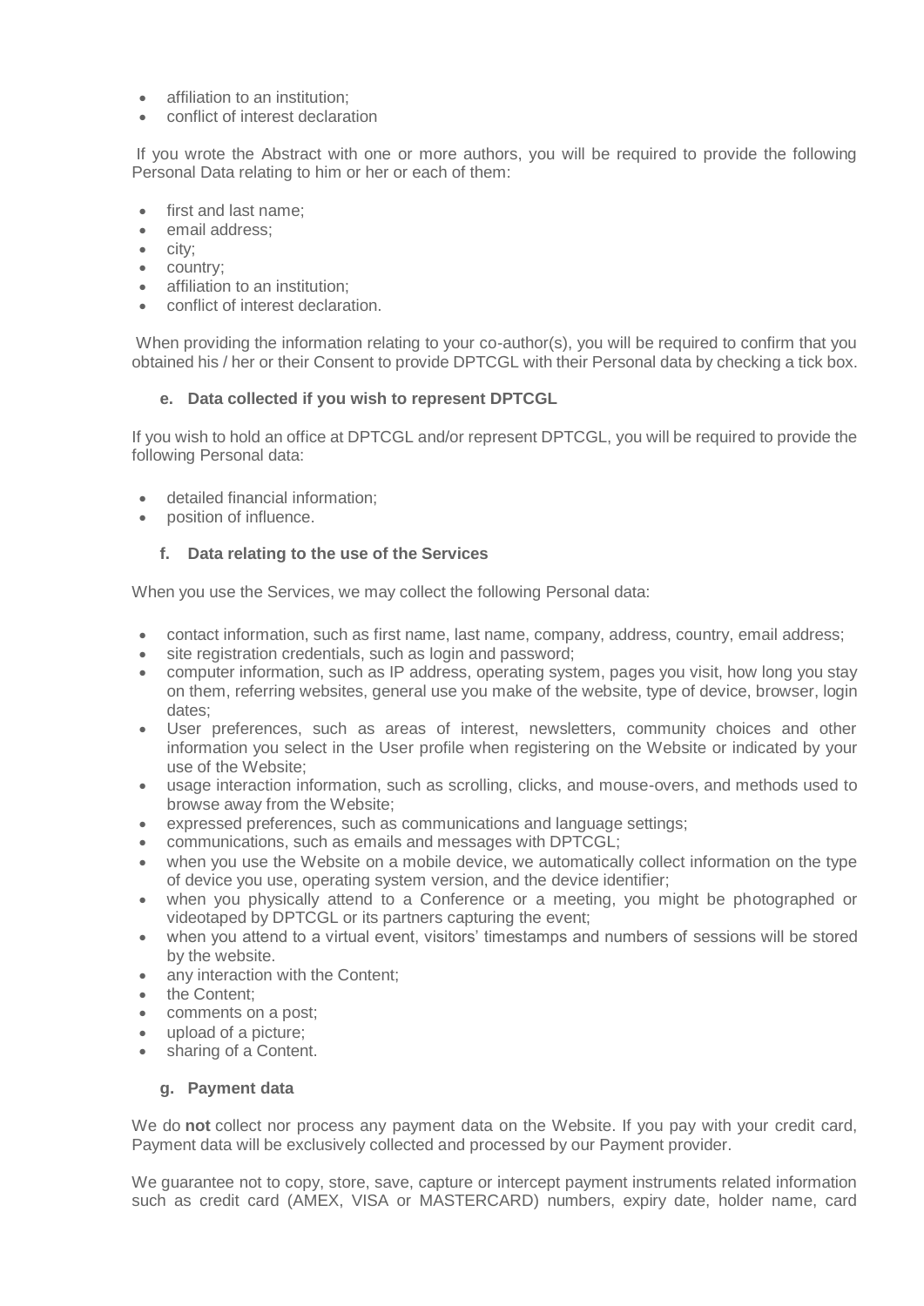- affiliation to an institution;
- conflict of interest declaration

If you wrote the Abstract with one or more authors, you will be required to provide the following Personal Data relating to him or her or each of them:

- first and last name;
- email address;
- city;
- country;
- affiliation to an institution;
- conflict of interest declaration.

When providing the information relating to your co-author(s), you will be required to confirm that you obtained his / her or their Consent to provide DPTCGL with their Personal data by checking a tick box.

**e. Data collected if you wish to represent DPTCGL**

If you wish to hold an office at DPTCGL and/or represent DPTCGL, you will be required to provide the following Personal data:

- detailed financial information;
- position of influence.

**f. Data relating to the use of the Services**

When you use the Services, we may collect the following Personal data:

- contact information, such as first name, last name, company, address, country, email address;
- site registration credentials, such as login and password;
- computer information, such as IP address, operating system, pages you visit, how long you stay on them, referring websites, general use you make of the website, type of device, browser, login dates;
- User preferences, such as areas of interest, newsletters, community choices and other information you select in the User profile when registering on the Website or indicated by your use of the Website;
- usage interaction information, such as scrolling, clicks, and mouse-overs, and methods used to browse away from the Website;
- expressed preferences, such as communications and language settings;
- communications, such as emails and messages with DPTCGL;
- when you use the Website on a mobile device, we automatically collect information on the type of device you use, operating system version, and the device identifier;
- when you physically attend to a Conference or a meeting, you might be photographed or videotaped by DPTCGL or its partners capturing the event;
- when you attend to a virtual event, visitors' timestamps and numbers of sessions will be stored by the website.
- any interaction with the Content;
- the Content;
- comments on a post;
- upload of a picture;
- sharing of a Content.

**g. Payment data**

We do **not** collect nor process any payment data on the Website. If you pay with your credit card, Payment data will be exclusively collected and processed by our Payment provider.

We guarantee not to copy, store, save, capture or intercept payment instruments related information such as credit card (AMEX, VISA or MASTERCARD) numbers, expiry date, holder name, card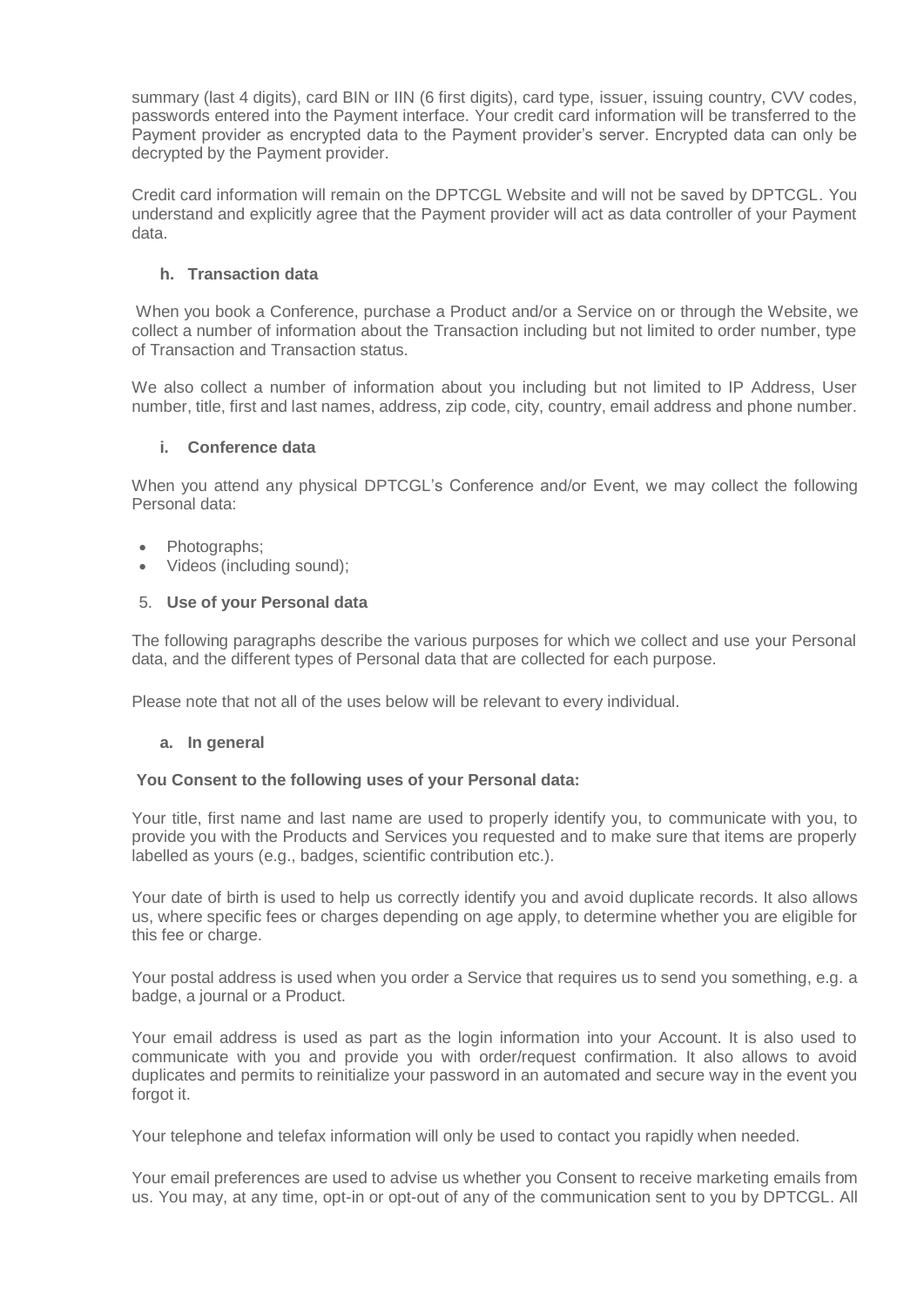summary (last 4 digits), card BIN or IIN (6 first digits), card type, issuer, issuing country, CVV codes, passwords entered into the Payment interface. Your credit card information will be transferred to the Payment provider as encrypted data to the Payment provider's server. Encrypted data can only be decrypted by the Payment provider.

Credit card information will remain on the DPTCGL Website and will not be saved by DPTCGL. You understand and explicitly agree that the Payment provider will act as data controller of your Payment data.

#### h. Transaction data

When you book a Conference, purchase a Product and/or a Service on or through the Website, we collect a number of information about the Transaction including but not limited to order number, type of Transaction and Transaction status.

We also collect a number of information about you including but not limited to IP Address, User number, title, first and last names, address, zip code, city, country, email address and phone number.

#### i. Conference data

When you attend any physical DPTCGL's Conference and/or Event, we may collect the following Personal data:

- Photographs;
- Videos (including sound);

### 5. Use of your Personal data

The following paragraphs describe the various purposes for which we collect and use your Personal data, and the different types of Personal data that are collected for each purpose.

Please note that not all of the uses below will be relevant to every individual.

#### a. In general

**You Consent to the following uses of your Personal data:**

Your title, first name and last name are used to properly identify you, to communicate with you, to provide you with the Products and Services you requested and to make sure that items are properly labelled as yours (e.g., badges, scientific contribution etc.).

Your date of birth is used to help us correctly identify you and avoid duplicate records. It also allows us, where specific fees or charges depending on age apply, to determine whether you are eligible for this fee or charge.

Your postal address is used when you order a Service that requires us to send you something, e.g. a badge, a journal or a Product.

Your email address is used as part as the login information into your Account. It is also used to communicate with you and provide you with order/request confirmation. It also allows to avoid duplicates and permits to reinitialize your password in an automated and secure way in the event you forgot it.

Your telephone and telefax information will only be used to contact you rapidly when needed.

Your email preferences are used to advise us whether you Consent to receive marketing emails from us. You may, at any time, opt-in or opt-out of any of the communication sent to you by DPTCGL. All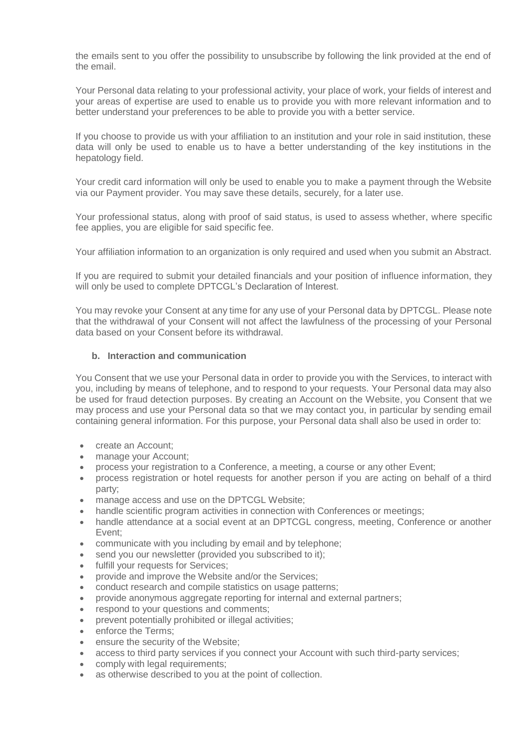the emails sent to you offer the possibility to unsubscribe by following the link provided at the end of the email.

Your Personal data relating to your professional activity, your place of work, your fields of interest and your areas of expertise are used to enable us to provide you with more relevant information and to better understand your preferences to be able to provide you with a better service.

If you choose to provide us with your affiliation to an institution and your role in said institution, these data will only be used to enable us to have a better understanding of the key institutions in the hepatology field.

Your credit card information will only be used to enable you to make a payment through the Website via our Payment provider. You may save these details, securely, for a later use.

Your professional status, along with proof of said status, is used to assess whether, where specific fee applies, you are eligible for said specific fee.

Your affiliation information to an organization is only required and used when you submit an Abstract.

If you are required to submit your detailed financials and your position of influence information, they will only be used to complete DPTCGL's Declaration of Interest.

You may revoke your Consent at any time for any use of your Personal data by DPTCGL. Please note that the withdrawal of your Consent will not affect the lawfulness of the processing of your Personal data based on your Consent before its withdrawal.

### b. Interaction and communication

You Consent that we use your Personal data in order to provide you with the Services, to interact with you, including by means of telephone, and to respond to your requests. Your Personal data may also be used for fraud detection purposes. By creating an Account on the Website, you Consent that we may process and use your Personal data so that we may contact you, in particular by sending email containing general information. For this purpose, your Personal data shall also be used in order to:

- create an Account;
- manage your Account;
- process your registration to a Conference, a meeting, a course or any other Event;
- process registration or hotel requests for another person if you are acting on behalf of a third party;
- manage access and use on the DPTCGL Website;
- handle scientific program activities in connection with Conferences or meetings;
- handle attendance at a social event at an DPTCGL congress, meeting, Conference or another Event;
- communicate with you including by email and by telephone;
- send you our newsletter (provided you subscribed to it);
- fulfill your requests for Services;
- provide and improve the Website and/or the Services;
- conduct research and compile statistics on usage patterns;
- provide anonymous aggregate reporting for internal and external partners;
- respond to your questions and comments;
- prevent potentially prohibited or illegal activities;
- enforce the Terms;
- ensure the security of the Website;
- access to third party services if you connect your Account with such third-party services;
- comply with legal requirements;
- as otherwise described to you at the point of collection.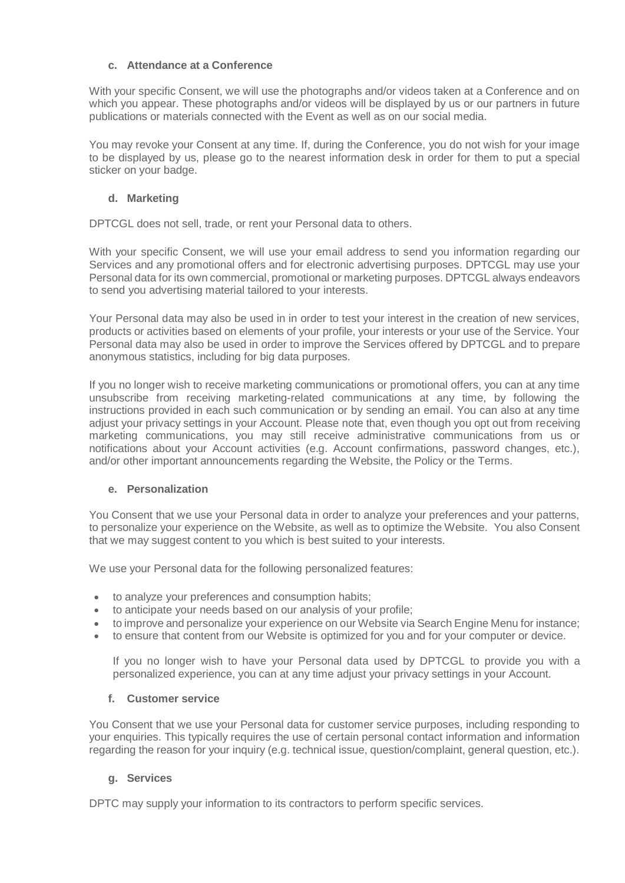### c. Attendance at a Conference

With your specific Consent, we will use the photographs and/or videos taken at a Conference and on which you appear. These photographs and/or videos will be displayed by us or our partners in future publications or materials connected with the Event as well as on our social media.

You may revoke your Consent at any time. If, during the Conference, you do not wish for your image to be displayed by us, please go to the nearest information desk in order for them to put a special sticker on your badge.

### d. Marketing

DPTCGL does not sell, trade, or rent your Personal data to others.

With your specific Consent, we will use your email address to send you information regarding our Services and any promotional offers and for electronic advertising purposes. DPTCGL may use your Personal data for its own commercial, promotional or marketing purposes. DPTCGL always endeavors to send you advertising material tailored to your interests.

Your Personal data may also be used in in order to test your interest in the creation of new services, products or activities based on elements of your profile, your interests or your use of the Service. Your Personal data may also be used in order to improve the Services offered by DPTCGL and to prepare anonymous statistics, including for big data purposes.

If you no longer wish to receive marketing communications or promotional offers, you can at any time unsubscribe from receiving marketing-related communications at any time, by following the instructions provided in each such communication or by sending an email. You can also at any time adjust your privacy settings in your Account. Please note that, even though you opt out from receiving marketing communications, you may still receive administrative communications from us or notifications about your Account activities (e.g. Account confirmations, password changes, etc.), and/or other important announcements regarding the Website, the Policy or the Terms.

### e. Personalization

You Consent that we use your Personal data in order to analyze your preferences and your patterns, to personalize your experience on the Website, as well as to optimize the Website. You also Consent that we may suggest content to you which is best suited to your interests.

We use your Personal data for the following personalized features:

- to analyze your preferences and consumption habits;
- to anticipate your needs based on our analysis of your profile;
- to improve and personalize your experience on our Website via Search Engine Menu for instance;
- to ensure that content from our Website is optimized for you and for your computer or device.

If you no longer wish to have your Personal data used by DPTCGL to provide you with a personalized experience, you can at any time adjust your privacy settings in your Account.

### f. Customer service

You Consent that we use your Personal data for customer service purposes, including responding to your enquiries. This typically requires the use of certain personal contact information and information regarding the reason for your inquiry (e.g. technical issue, question/complaint, general question, etc.).

### g. Services

DPTC may supply your information to its contractors to perform specific services.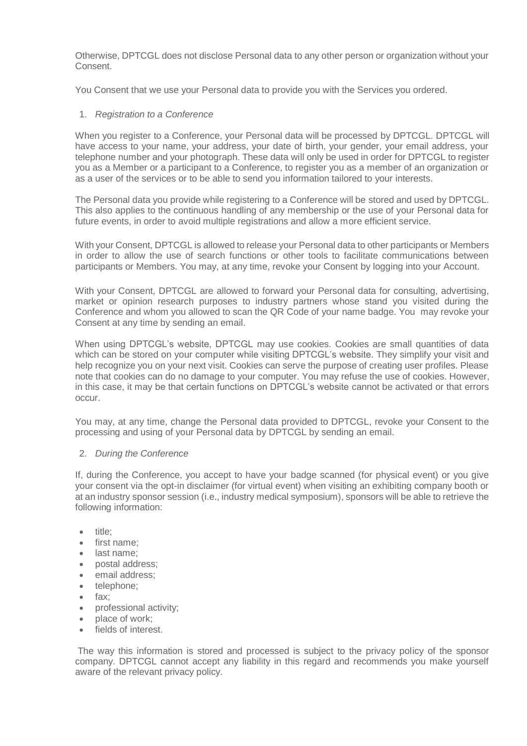Otherwise, DPTCGL does not disclose Personal data to any other person or organization without your Consent.

You Consent that we use your Personal data to provide you with the Services you ordered.

1. *Registration to a Conference*

When you register to a Conference, your Personal data will be processed by DPTCGL. DPTCGL will have access to your name, your address, your date of birth, your gender, your email address, your telephone number and your photograph. These data will only be used in order for DPTCGL to register you as a Member or a participant to a Conference, to register you as a member of an organization or as a user of the services or to be able to send you information tailored to your interests.

The Personal data you provide while registering to a Conference will be stored and used by DPTCGL. This also applies to the continuous handling of any membership or the use of your Personal data for future events, in order to avoid multiple registrations and allow a more efficient service.

With your Consent, DPTCGL is allowed to release your Personal data to other participants or Members in order to allow the use of search functions or other tools to facilitate communications between participants or Members. You may, at any time, revoke your Consent by logging into your Account.

With your Consent, DPTCGL are allowed to forward your Personal data for consulting, advertising, market or opinion research purposes to industry partners whose stand you visited during the Conference and whom you allowed to scan the QR Code of your name badge. You may revoke your Consent at any time by sending an email.

When using DPTCGL's website, DPTCGL may use cookies. Cookies are small quantities of data which can be stored on your computer while visiting DPTCGL's website. They simplify your visit and help recognize you on your next visit. Cookies can serve the purpose of creating user profiles. Please note that cookies can do no damage to your computer. You may refuse the use of cookies. However, in this case, it may be that certain functions on DPTCGL's website cannot be activated or that errors occur.

You may, at any time, change the Personal data provided to DPTCGL, revoke your Consent to the processing and using of your Personal data by DPTCGL by sending an email.

2. *During the Conference*

If, during the Conference, you accept to have your badge scanned (for physical event) or you give your consent via the opt-in disclaimer (for virtual event) when visiting an exhibiting company booth or at an industry sponsor session (i.e., industry medical symposium), sponsors will be able to retrieve the following information:

- title;
- first name;
- last name;
- postal address;
- email address;
- telephone;
- fax;
- professional activity;
- place of work;
- fields of interest.

The way this information is stored and processed is subject to the privacy policy of the sponsor company. DPTCGL cannot accept any liability in this regard and recommends you make yourself aware of the relevant privacy policy.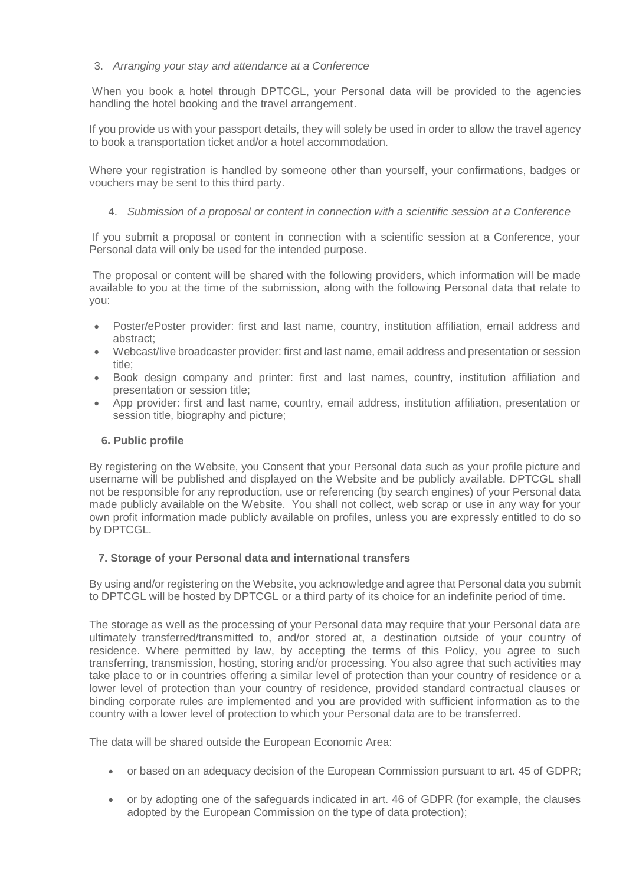3. *Arranging your stay and attendance at a Conference*

When you book a hotel through DPTCGL, your Personal data will be provided to the agencies handling the hotel booking and the travel arrangement.

If you provide us with your passport details, they will solely be used in order to allow the travel agency to book a transportation ticket and/or a hotel accommodation.

Where your registration is handled by someone other than yourself, your confirmations, badges or vouchers may be sent to this third party.

4. *Submission of a proposal or content in connection with a scientific session at a Conference*

If you submit a proposal or content in connection with a scientific session at a Conference, your Personal data will only be used for the intended purpose.

The proposal or content will be shared with the following providers, which information will be made available to you at the time of the submission, along with the following Personal data that relate to you:

- Poster/ePoster provider: first and last name, country, institution affiliation, email address and abstract;
- Webcast/live broadcaster provider: first and last name, email address and presentation or session title;
- Book design company and printer: first and last names, country, institution affiliation and presentation or session title;
- App provider: first and last name, country, email address, institution affiliation, presentation or session title, biography and picture;

### 6. Public profile

By registering on the Website, you Consent that your Personal data such as your profile picture and username will be published and displayed on the Website and be publicly available. DPTCGL shall not be responsible for any reproduction, use or referencing (by search engines) of your Personal data made publicly available on the Website. You shall not collect, web scrap or use in any way for your own profit information made publicly available on profiles, unless you are expressly entitled to do so by DPTCGL.

### 7. Storage of your Personal data and international transfers

By using and/or registering on the Website, you acknowledge and agree that Personal data you submit to DPTCGL will be hosted by DPTCGL or a third party of its choice for an indefinite period of time.

The storage as well as the processing of your Personal data may require that your Personal data are ultimately transferred/transmitted to, and/or stored at, a destination outside of your country of residence. Where permitted by law, by accepting the terms of this Policy, you agree to such transferring, transmission, hosting, storing and/or processing. You also agree that such activities may take place to or in countries offering a similar level of protection than your country of residence or a lower level of protection than your country of residence, provided standard contractual clauses or binding corporate rules are implemented and you are provided with sufficient information as to the country with a lower level of protection to which your Personal data are to be transferred.

The data will be shared outside the European Economic Area:

- or based on an adequacy decision of the European Commission pursuant to art. 45 of GDPR;
- or by adopting one of the safeguards indicated in art. 46 of GDPR (for example, the clauses adopted by the European Commission on the type of data protection);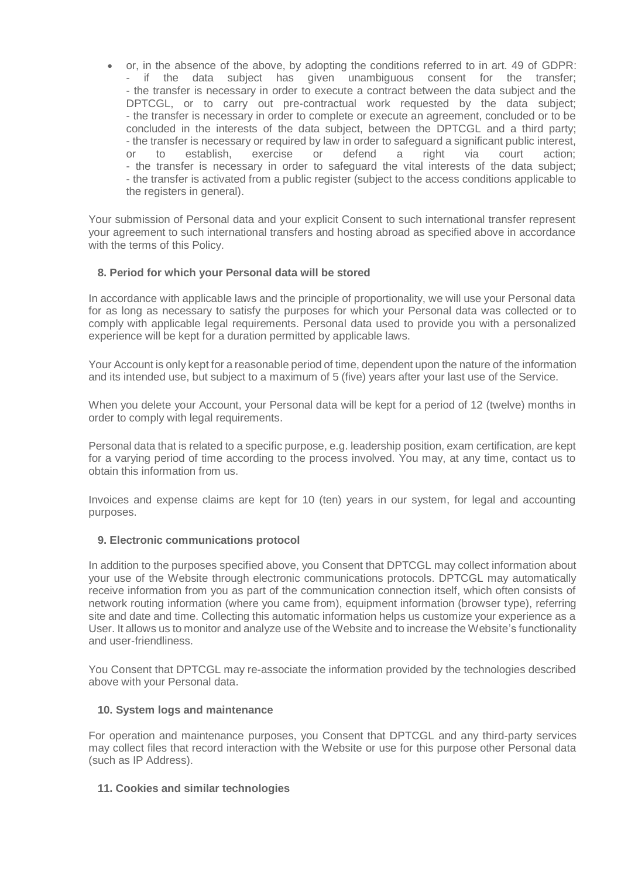- or, in the absence of the above, by adopting the conditions referred to in art. 49 of GDPR:
  - if the data subject has given unambiguous consent for the transfer;
  - the transfer is necessary in order to execute a contract between the data subject and the DPTCGL, or to carry out pre-contractual work requested by the data subject;
  - the transfer is necessary in order to complete or execute an agreement, concluded or to be concluded in the interests of the data subject, between the DPTCGL and a third party;
  - the transfer is necessary or required by law in order to safeguard a significant public interest, or to establish, exercise or defend a right via court action;
  - the transfer is necessary in order to safeguard the vital interests of the data subject;
  - the transfer is activated from a public register (subject to the access conditions applicable to the registers in general).

Your submission of Personal data and your explicit Consent to such international transfer represent your agreement to such international transfers and hosting abroad as specified above in accordance with the terms of this Policy.

## 8. Period for which your Personal data will be stored

In accordance with applicable laws and the principle of proportionality, we will use your Personal data for as long as necessary to satisfy the purposes for which your Personal data was collected or to comply with applicable legal requirements. Personal data used to provide you with a personalized experience will be kept for a duration permitted by applicable laws.

Your Account is only kept for a reasonable period of time, dependent upon the nature of the information and its intended use, but subject to a maximum of 5 (five) years after your last use of the Service.

When you delete your Account, your Personal data will be kept for a period of 12 (twelve) months in order to comply with legal requirements.

Personal data that is related to a specific purpose, e.g. leadership position, exam certification, are kept for a varying period of time according to the process involved. You may, at any time, contact us to obtain this information from us.

Invoices and expense claims are kept for 10 (ten) years in our system, for legal and accounting purposes.

## 9. Electronic communications protocol

In addition to the purposes specified above, you Consent that DPTCGL may collect information about your use of the Website through electronic communications protocols. DPTCGL may automatically receive information from you as part of the communication connection itself, which often consists of network routing information (where you came from), equipment information (browser type), referring site and date and time. Collecting this automatic information helps us customize your experience as a User. It allows us to monitor and analyze use of the Website and to increase the Website's functionality and user-friendliness.

You Consent that DPTCGL may re-associate the information provided by the technologies described above with your Personal data.

## 10. System logs and maintenance

For operation and maintenance purposes, you Consent that DPTCGL and any third-party services may collect files that record interaction with the Website or use for this purpose other Personal data (such as IP Address).

## 11. Cookies and similar technologies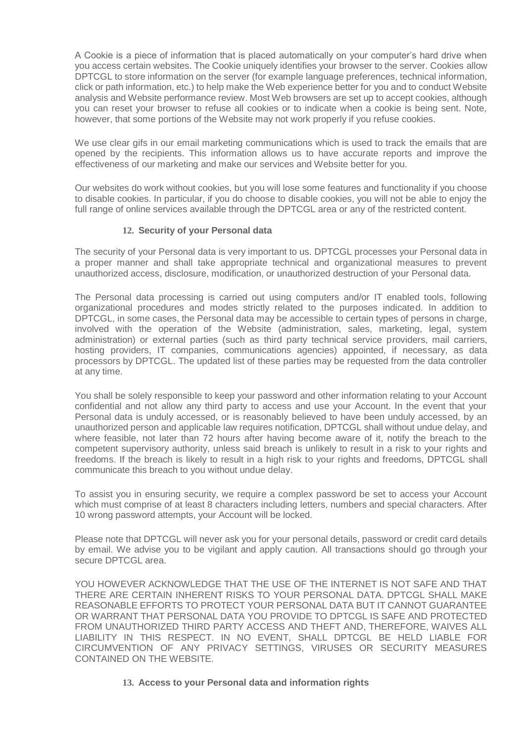A Cookie is a piece of information that is placed automatically on your computer's hard drive when you access certain websites. The Cookie uniquely identifies your browser to the server. Cookies allow DPTCGL to store information on the server (for example language preferences, technical information, click or path information, etc.) to help make the Web experience better for you and to conduct Website analysis and Website performance review. Most Web browsers are set up to accept cookies, although you can reset your browser to refuse all cookies or to indicate when a cookie is being sent. Note, however, that some portions of the Website may not work properly if you refuse cookies.

We use clear gifs in our email marketing communications which is used to track the emails that are opened by the recipients. This information allows us to have accurate reports and improve the effectiveness of our marketing and make our services and Website better for you.

Our websites do work without cookies, but you will lose some features and functionality if you choose to disable cookies. In particular, if you do choose to disable cookies, you will not be able to enjoy the full range of online services available through the DPTCGL area or any of the restricted content.

### 12. Security of your Personal data

The security of your Personal data is very important to us. DPTCGL processes your Personal data in a proper manner and shall take appropriate technical and organizational measures to prevent unauthorized access, disclosure, modification, or unauthorized destruction of your Personal data.

The Personal data processing is carried out using computers and/or IT enabled tools, following organizational procedures and modes strictly related to the purposes indicated. In addition to DPTCGL, in some cases, the Personal data may be accessible to certain types of persons in charge, involved with the operation of the Website (administration, sales, marketing, legal, system administration) or external parties (such as third party technical service providers, mail carriers, hosting providers, IT companies, communications agencies) appointed, if necessary, as data processors by DPTCGL. The updated list of these parties may be requested from the data controller at any time.

You shall be solely responsible to keep your password and other information relating to your Account confidential and not allow any third party to access and use your Account. In the event that your Personal data is unduly accessed, or is reasonably believed to have been unduly accessed, by an unauthorized person and applicable law requires notification, DPTCGL shall without undue delay, and where feasible, not later than 72 hours after having become aware of it, notify the breach to the competent supervisory authority, unless said breach is unlikely to result in a risk to your rights and freedoms. If the breach is likely to result in a high risk to your rights and freedoms, DPTCGL shall communicate this breach to you without undue delay.

To assist you in ensuring security, we require a complex password be set to access your Account which must comprise of at least 8 characters including letters, numbers and special characters. After 10 wrong password attempts, your Account will be locked.

Please note that DPTCGL will never ask you for your personal details, password or credit card details by email. We advise you to be vigilant and apply caution. All transactions should go through your secure DPTCGL area.

YOU HOWEVER ACKNOWLEDGE THAT THE USE OF THE INTERNET IS NOT SAFE AND THAT THERE ARE CERTAIN INHERENT RISKS TO YOUR PERSONAL DATA. DPTCGL SHALL MAKE REASONABLE EFFORTS TO PROTECT YOUR PERSONAL DATA BUT IT CANNOT GUARANTEE OR WARRANT THAT PERSONAL DATA YOU PROVIDE TO DPTCGL IS SAFE AND PROTECTED FROM UNAUTHORIZED THIRD PARTY ACCESS AND THEFT AND, THEREFORE, WAIVES ALL LIABILITY IN THIS RESPECT. IN NO EVENT, SHALL DPTCGL BE HELD LIABLE FOR CIRCUMVENTION OF ANY PRIVACY SETTINGS, VIRUSES OR SECURITY MEASURES CONTAINED ON THE WEBSITE.

### 13. Access to your Personal data and information rights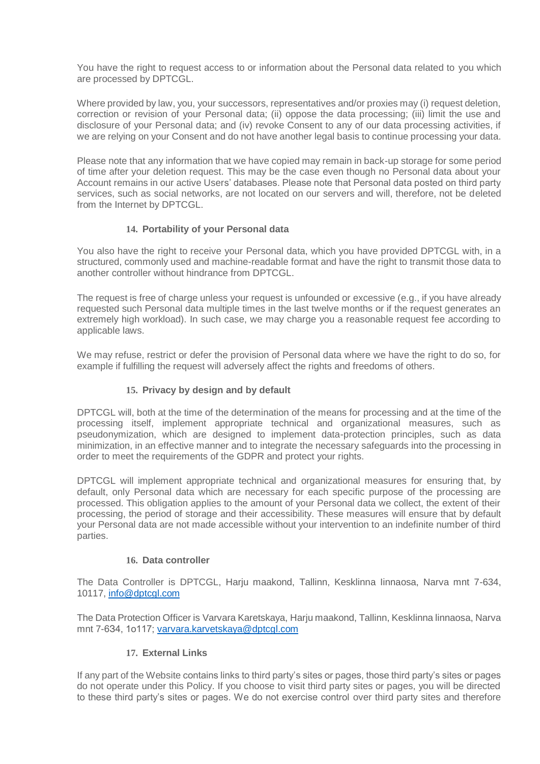You have the right to request access to or information about the Personal data related to you which are processed by DPTCGL.

Where provided by law, you, your successors, representatives and/or proxies may (i) request deletion, correction or revision of your Personal data; (ii) oppose the data processing; (iii) limit the use and disclosure of your Personal data; and (iv) revoke Consent to any of our data processing activities, if we are relying on your Consent and do not have another legal basis to continue processing your data.

Please note that any information that we have copied may remain in back-up storage for some period of time after your deletion request. This may be the case even though no Personal data about your Account remains in our active Users' databases. Please note that Personal data posted on third party services, such as social networks, are not located on our servers and will, therefore, not be deleted from the Internet by DPTCGL.

## 14. Portability of your Personal data

You also have the right to receive your Personal data, which you have provided DPTCGL with, in a structured, commonly used and machine-readable format and have the right to transmit those data to another controller without hindrance from DPTCGL.

The request is free of charge unless your request is unfounded or excessive (e.g., if you have already requested such Personal data multiple times in the last twelve months or if the request generates an extremely high workload). In such case, we may charge you a reasonable request fee according to applicable laws.

We may refuse, restrict or defer the provision of Personal data where we have the right to do so, for example if fulfilling the request will adversely affect the rights and freedoms of others.

## 15. Privacy by design and by default

DPTCGL will, both at the time of the determination of the means for processing and at the time of the processing itself, implement appropriate technical and organizational measures, such as pseudonymization, which are designed to implement data-protection principles, such as data minimization, in an effective manner and to integrate the necessary safeguards into the processing in order to meet the requirements of the GDPR and protect your rights.

DPTCGL will implement appropriate technical and organizational measures for ensuring that, by default, only Personal data which are necessary for each specific purpose of the processing are processed. This obligation applies to the amount of your Personal data we collect, the extent of their processing, the period of storage and their accessibility. These measures will ensure that by default your Personal data are not made accessible without your intervention to an indefinite number of third parties.

## 16. Data controller

The Data Controller is DPTCGL, Harju maakond, Tallinn, Kesklinna Iinnaosa, Narva mnt 7-634, 10117, [info@dptcgl.com](mailto:info@dptcgl.com)

The Data Protection Officer is Varvara Karetskaya, Harju maakond, Tallinn, Kesklinna linnaosa, Narva mnt 7-634, 1o117; [varvara.karvetskaya@dptcgl.com](mailto:varvara.karvetskaya@dptcgl.com)

## 17. External Links

If any part of the Website contains links to third party's sites or pages, those third party's sites or pages do not operate under this Policy. If you choose to visit third party sites or pages, you will be directed to these third party's sites or pages. We do not exercise control over third party sites and therefore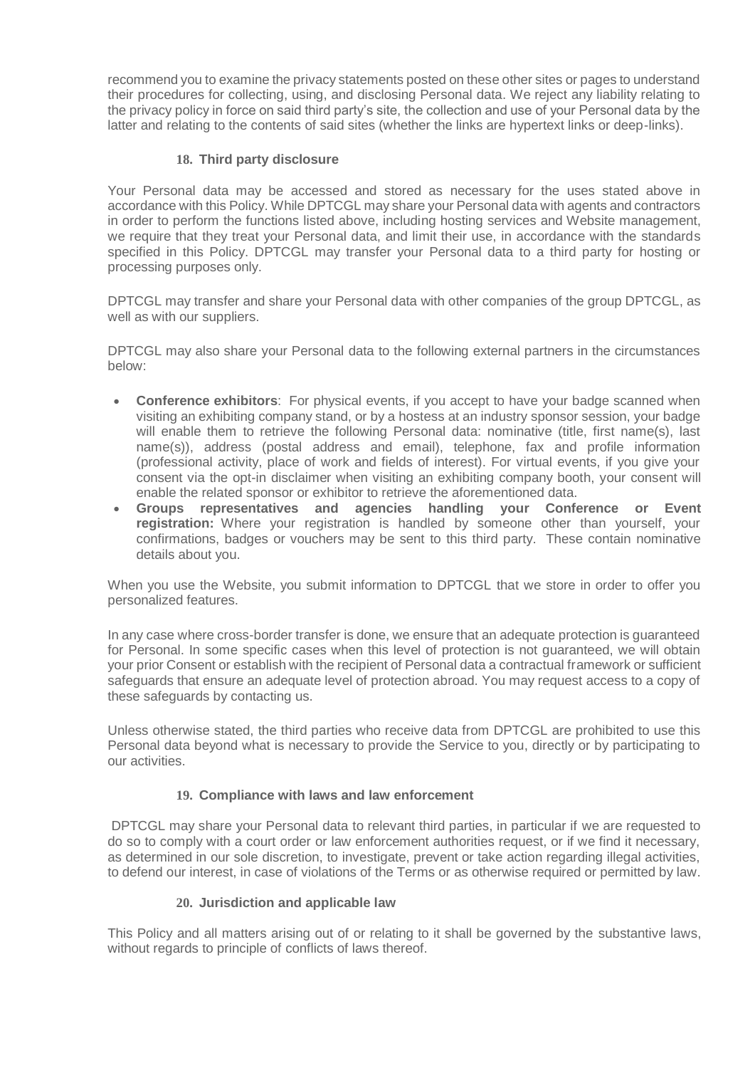recommend you to examine the privacy statements posted on these other sites or pages to understand their procedures for collecting, using, and disclosing Personal data. We reject any liability relating to the privacy policy in force on said third party's site, the collection and use of your Personal data by the latter and relating to the contents of said sites (whether the links are hypertext links or deep-links).

### 18. Third party disclosure

Your Personal data may be accessed and stored as necessary for the uses stated above in accordance with this Policy. While DPTCGL may share your Personal data with agents and contractors in order to perform the functions listed above, including hosting services and Website management, we require that they treat your Personal data, and limit their use, in accordance with the standards specified in this Policy. DPTCGL may transfer your Personal data to a third party for hosting or processing purposes only.

DPTCGL may transfer and share your Personal data with other companies of the group DPTCGL, as well as with our suppliers.

DPTCGL may also share your Personal data to the following external partners in the circumstances below:

- **Conference exhibitors**: For physical events, if you accept to have your badge scanned when visiting an exhibiting company stand, or by a hostess at an industry sponsor session, your badge will enable them to retrieve the following Personal data: nominative (title, first name(s), last name(s)), address (postal address and email), telephone, fax and profile information (professional activity, place of work and fields of interest). For virtual events, if you give your consent via the opt-in disclaimer when visiting an exhibiting company booth, your consent will enable the related sponsor or exhibitor to retrieve the aforementioned data.
- **Groups representatives and agencies handling your Conference or Event registration:** Where your registration is handled by someone other than yourself, your confirmations, badges or vouchers may be sent to this third party. These contain nominative details about you.

When you use the Website, you submit information to DPTCGL that we store in order to offer you personalized features.

In any case where cross-border transfer is done, we ensure that an adequate protection is guaranteed for Personal. In some specific cases when this level of protection is not guaranteed, we will obtain your prior Consent or establish with the recipient of Personal data a contractual framework or sufficient safeguards that ensure an adequate level of protection abroad. You may request access to a copy of these safeguards by contacting us.

Unless otherwise stated, the third parties who receive data from DPTCGL are prohibited to use this Personal data beyond what is necessary to provide the Service to you, directly or by participating to our activities.

### 19. Compliance with laws and law enforcement

DPTCGL may share your Personal data to relevant third parties, in particular if we are requested to do so to comply with a court order or law enforcement authorities request, or if we find it necessary, as determined in our sole discretion, to investigate, prevent or take action regarding illegal activities, to defend our interest, in case of violations of the Terms or as otherwise required or permitted by law.

### 20. Jurisdiction and applicable law

This Policy and all matters arising out of or relating to it shall be governed by the substantive laws, without regards to principle of conflicts of laws thereof.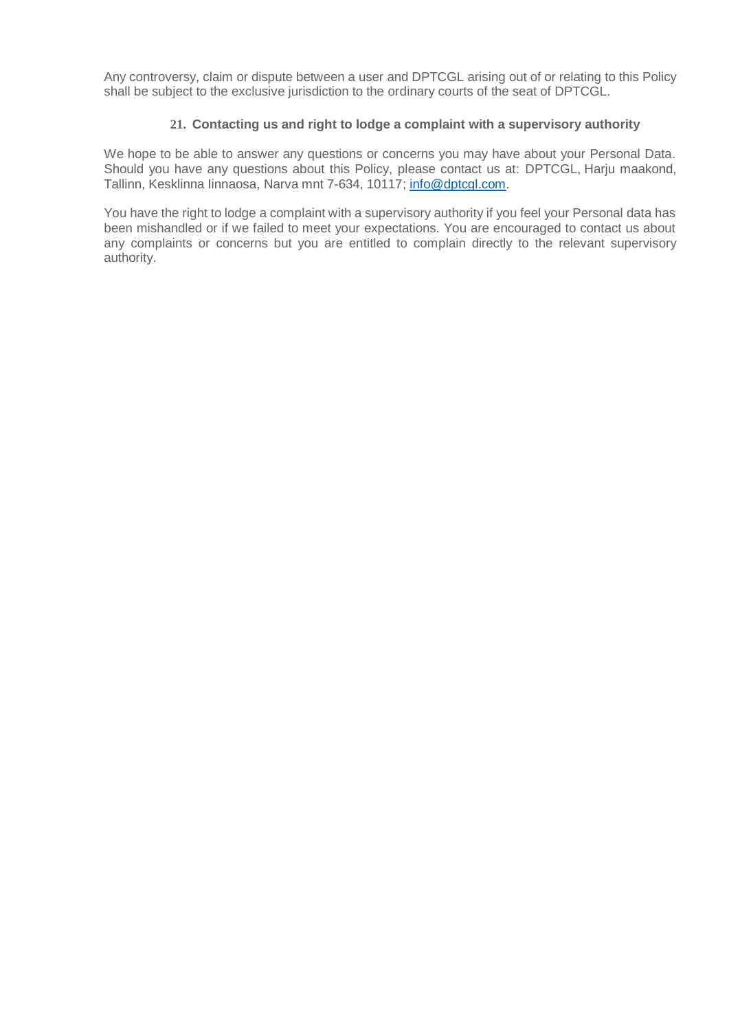Any controversy, claim or dispute between a user and DPTCGL arising out of or relating to this Policy shall be subject to the exclusive jurisdiction to the ordinary courts of the seat of DPTCGL.

## 21. Contacting us and right to lodge a complaint with a supervisory authority

We hope to be able to answer any questions or concerns you may have about your Personal Data. Should you have any questions about this Policy, please contact us at: DPTCGL, Harju maakond, Tallinn, Kesklinna linnaosa, Narva mnt 7-634, 10117; [info@dptcgl.com](mailto:info@dptcgl.com).

You have the right to lodge a complaint with a supervisory authority if you feel your Personal data has been mishandled or if we failed to meet your expectations. You are encouraged to contact us about any complaints or concerns but you are entitled to complain directly to the relevant supervisory authority.